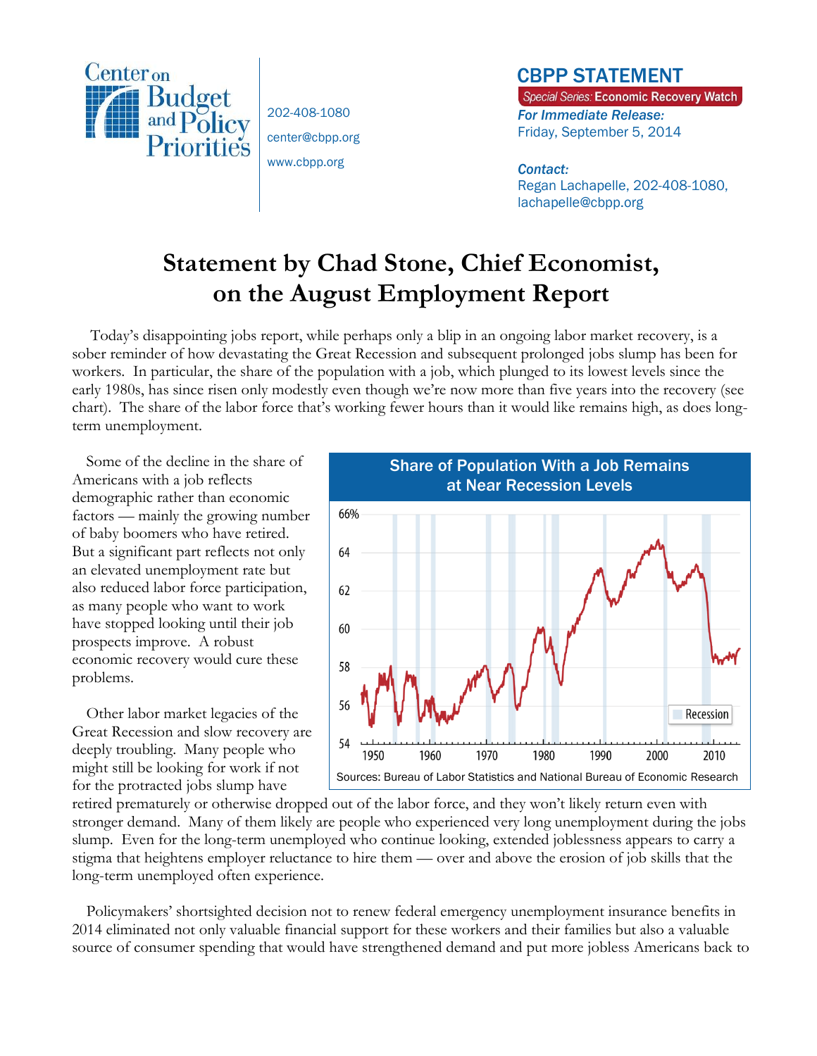Center on Budget and Policy Priorities

202-408-1080
center@cbpp.org
www.cbpp.org

**CBPP STATEMENT**

*Special Series:* **Economic Recovery Watch**

***For Immediate Release:***
Friday, September 5, 2014

***Contact:***
Regan Lachapelle, 202-408-1080, lachapelle@cbpp.org

# Statement by Chad Stone, Chief Economist, on the August Employment Report

Today's disappointing jobs report, while perhaps only a blip in an ongoing labor market recovery, is a sober reminder of how devastating the Great Recession and subsequent prolonged jobs slump has been for workers. In particular, the share of the population with a job, which plunged to its lowest levels since the early 1980s, has since risen only modestly even though we're now more than five years into the recovery (see chart). The share of the labor force that's working fewer hours than it would like remains high, as does long-term unemployment.

Some of the decline in the share of Americans with a job reflects demographic rather than economic factors — mainly the growing number of baby boomers who have retired. But a significant part reflects not only an elevated unemployment rate but also reduced labor force participation, as many people who want to work have stopped looking until their job prospects improve. A robust economic recovery would cure these problems.

**Share of Population With a Job Remains at Near Recession Levels**

Sources: Bureau of Labor Statistics and National Bureau of Economic Research

Other labor market legacies of the Great Recession and slow recovery are deeply troubling. Many people who might still be looking for work if not for the protracted jobs slump have retired prematurely or otherwise dropped out of the labor force, and they won't likely return even with stronger demand. Many of them likely are people who experienced very long unemployment during the jobs slump. Even for the long-term unemployed who continue looking, extended joblessness appears to carry a stigma that heightens employer reluctance to hire them — over and above the erosion of job skills that the long-term unemployed often experience.

Policymakers' shortsighted decision not to renew federal emergency unemployment insurance benefits in 2014 eliminated not only valuable financial support for these workers and their families but also a valuable source of consumer spending that would have strengthened demand and put more jobless Americans back to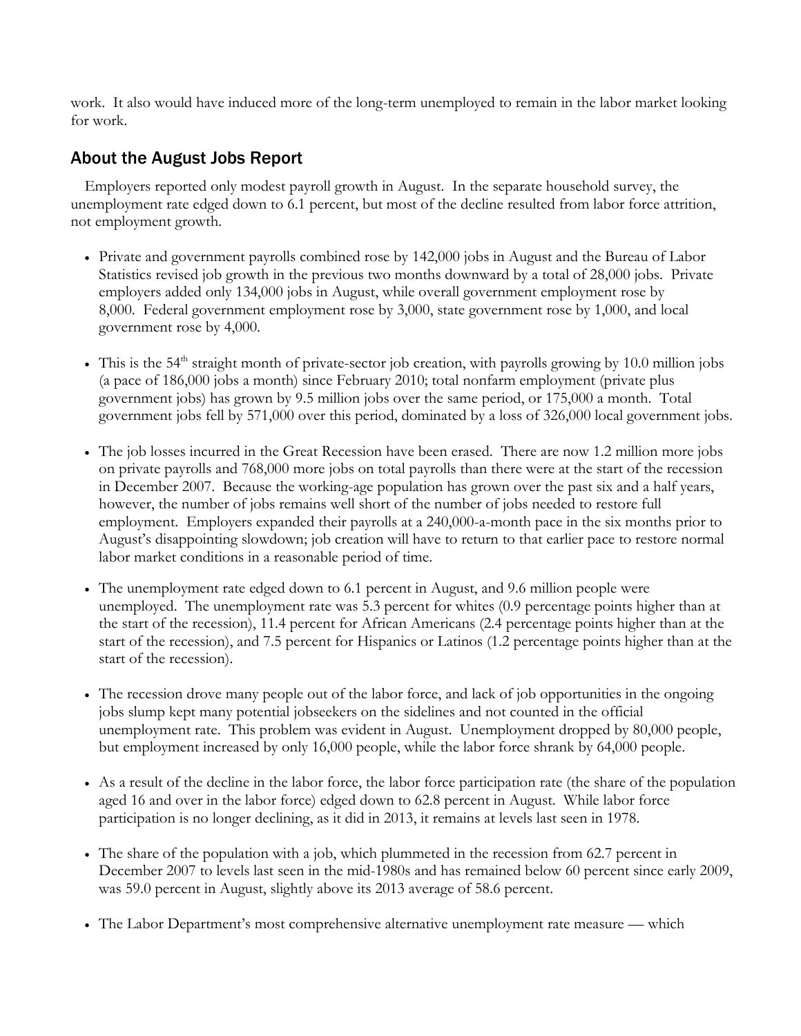work. It also would have induced more of the long-term unemployed to remain in the labor market looking for work.

## About the August Jobs Report

Employers reported only modest payroll growth in August. In the separate household survey, the unemployment rate edged down to 6.1 percent, but most of the decline resulted from labor force attrition, not employment growth.

- Private and government payrolls combined rose by 142,000 jobs in August and the Bureau of Labor Statistics revised job growth in the previous two months downward by a total of 28,000 jobs. Private employers added only 134,000 jobs in August, while overall government employment rose by 8,000. Federal government employment rose by 3,000, state government rose by 1,000, and local government rose by 4,000.

- This is the 54th straight month of private-sector job creation, with payrolls growing by 10.0 million jobs (a pace of 186,000 jobs a month) since February 2010; total nonfarm employment (private plus government jobs) has grown by 9.5 million jobs over the same period, or 175,000 a month. Total government jobs fell by 571,000 over this period, dominated by a loss of 326,000 local government jobs.

- The job losses incurred in the Great Recession have been erased. There are now 1.2 million more jobs on private payrolls and 768,000 more jobs on total payrolls than there were at the start of the recession in December 2007. Because the working-age population has grown over the past six and a half years, however, the number of jobs remains well short of the number of jobs needed to restore full employment. Employers expanded their payrolls at a 240,000-a-month pace in the six months prior to August's disappointing slowdown; job creation will have to return to that earlier pace to restore normal labor market conditions in a reasonable period of time.

- The unemployment rate edged down to 6.1 percent in August, and 9.6 million people were unemployed. The unemployment rate was 5.3 percent for whites (0.9 percentage points higher than at the start of the recession), 11.4 percent for African Americans (2.4 percentage points higher than at the start of the recession), and 7.5 percent for Hispanics or Latinos (1.2 percentage points higher than at the start of the recession).

- The recession drove many people out of the labor force, and lack of job opportunities in the ongoing jobs slump kept many potential jobseekers on the sidelines and not counted in the official unemployment rate. This problem was evident in August. Unemployment dropped by 80,000 people, but employment increased by only 16,000 people, while the labor force shrank by 64,000 people.

- As a result of the decline in the labor force, the labor force participation rate (the share of the population aged 16 and over in the labor force) edged down to 62.8 percent in August. While labor force participation is no longer declining, as it did in 2013, it remains at levels last seen in 1978.

- The share of the population with a job, which plummeted in the recession from 62.7 percent in December 2007 to levels last seen in the mid-1980s and has remained below 60 percent since early 2009, was 59.0 percent in August, slightly above its 2013 average of 58.6 percent.

- The Labor Department's most comprehensive alternative unemployment rate measure — which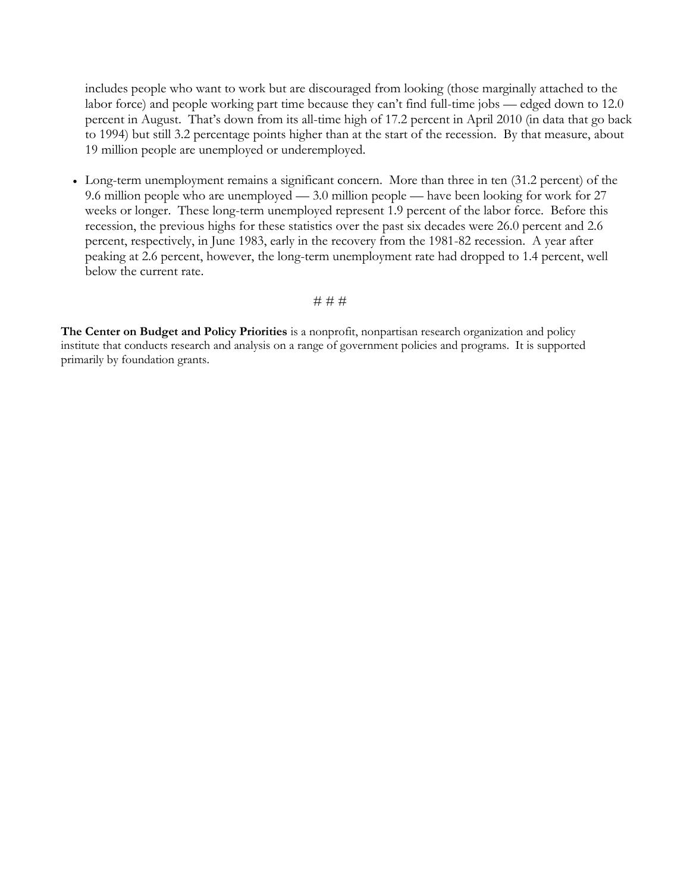includes people who want to work but are discouraged from looking (those marginally attached to the labor force) and people working part time because they can't find full-time jobs — edged down to 12.0 percent in August. That's down from its all-time high of 17.2 percent in April 2010 (in data that go back to 1994) but still 3.2 percentage points higher than at the start of the recession. By that measure, about 19 million people are unemployed or underemployed.

- Long-term unemployment remains a significant concern. More than three in ten (31.2 percent) of the 9.6 million people who are unemployed — 3.0 million people — have been looking for work for 27 weeks or longer. These long-term unemployed represent 1.9 percent of the labor force. Before this recession, the previous highs for these statistics over the past six decades were 26.0 percent and 2.6 percent, respectively, in June 1983, early in the recovery from the 1981-82 recession. A year after peaking at 2.6 percent, however, the long-term unemployment rate had dropped to 1.4 percent, well below the current rate.

# # #

**The Center on Budget and Policy Priorities** is a nonprofit, nonpartisan research organization and policy institute that conducts research and analysis on a range of government policies and programs. It is supported primarily by foundation grants.